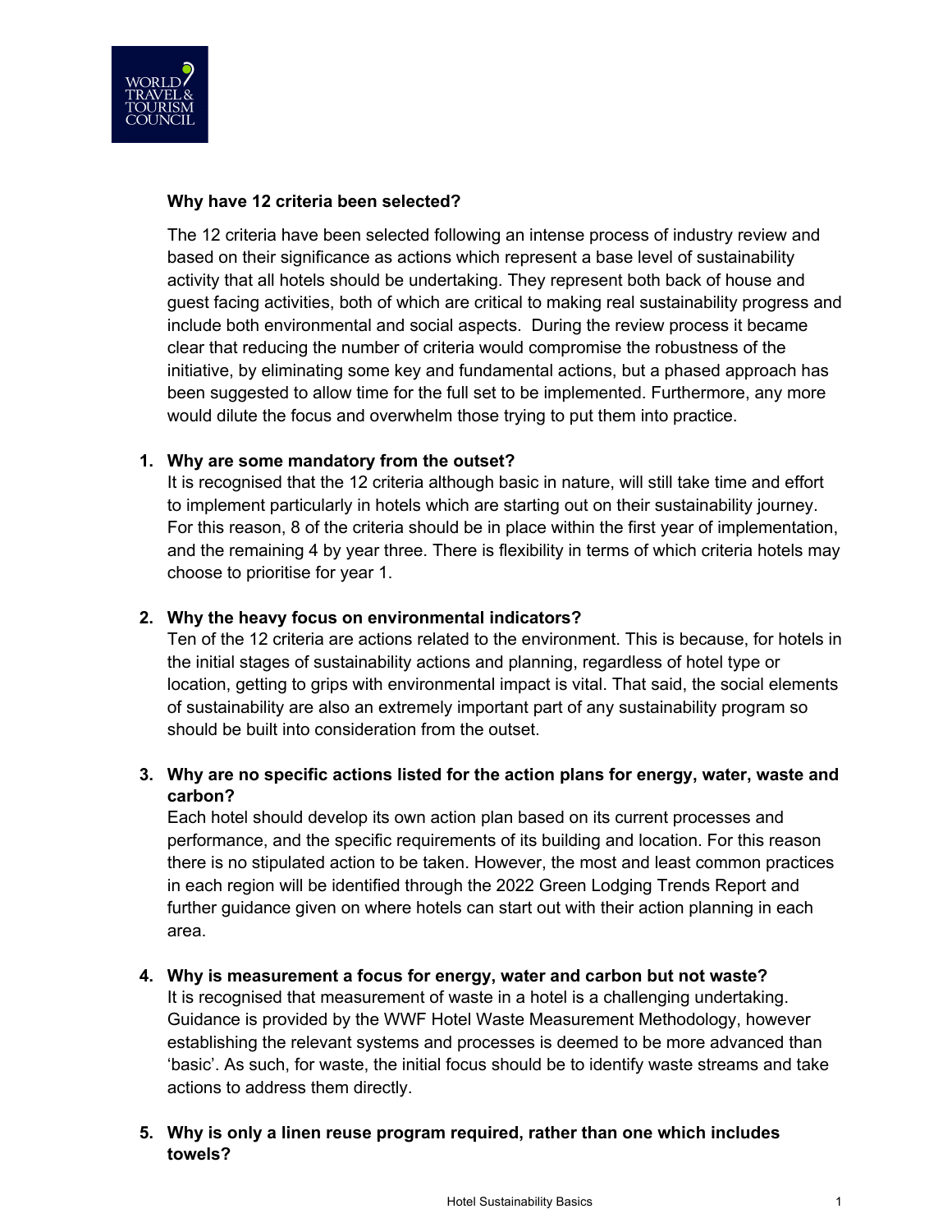**Why have 12 criteria been selected?**

The 12 criteria have been selected following an intense process of industry review and based on their significance as actions which represent a base level of sustainability activity that all hotels should be undertaking. They represent both back of house and guest facing activities, both of which are critical to making real sustainability progress and include both environmental and social aspects. During the review process it became clear that reducing the number of criteria would compromise the robustness of the initiative, by eliminating some key and fundamental actions, but a phased approach has been suggested to allow time for the full set to be implemented. Furthermore, any more would dilute the focus and overwhelm those trying to put them into practice.

1. **Why are some mandatory from the outset?**
   It is recognised that the 12 criteria although basic in nature, will still take time and effort to implement particularly in hotels which are starting out on their sustainability journey. For this reason, 8 of the criteria should be in place within the first year of implementation, and the remaining 4 by year three. There is flexibility in terms of which criteria hotels may choose to prioritise for year 1.

2. **Why the heavy focus on environmental indicators?**
   Ten of the 12 criteria are actions related to the environment. This is because, for hotels in the initial stages of sustainability actions and planning, regardless of hotel type or location, getting to grips with environmental impact is vital. That said, the social elements of sustainability are also an extremely important part of any sustainability program so should be built into consideration from the outset.

3. **Why are no specific actions listed for the action plans for energy, water, waste and carbon?**
   Each hotel should develop its own action plan based on its current processes and performance, and the specific requirements of its building and location. For this reason there is no stipulated action to be taken. However, the most and least common practices in each region will be identified through the 2022 Green Lodging Trends Report and further guidance given on where hotels can start out with their action planning in each area.

4. **Why is measurement a focus for energy, water and carbon but not waste?**
   It is recognised that measurement of waste in a hotel is a challenging undertaking. Guidance is provided by the WWF Hotel Waste Measurement Methodology, however establishing the relevant systems and processes is deemed to be more advanced than 'basic'. As such, for waste, the initial focus should be to identify waste streams and take actions to address them directly.

5. **Why is only a linen reuse program required, rather than one which includes towels?**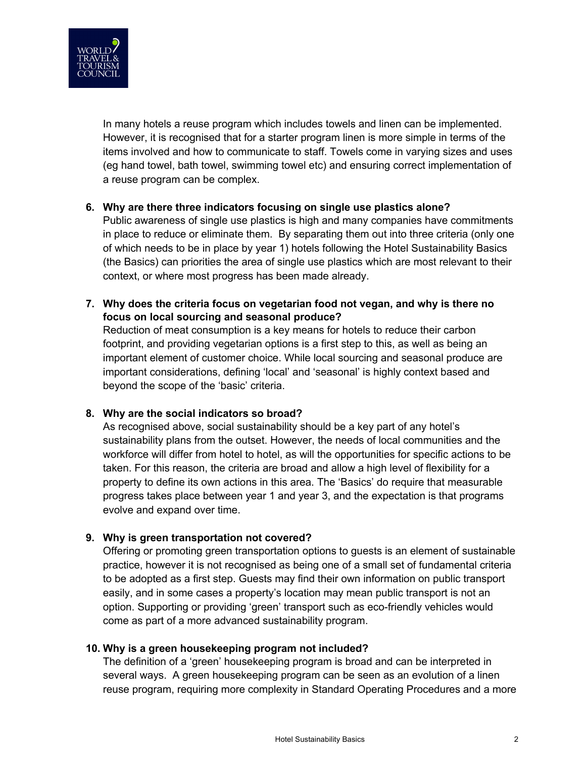In many hotels a reuse program which includes towels and linen can be implemented. However, it is recognised that for a starter program linen is more simple in terms of the items involved and how to communicate to staff. Towels come in varying sizes and uses (eg hand towel, bath towel, swimming towel etc) and ensuring correct implementation of a reuse program can be complex.

6. **Why are there three indicators focusing on single use plastics alone?**
   Public awareness of single use plastics is high and many companies have commitments in place to reduce or eliminate them. By separating them out into three criteria (only one of which needs to be in place by year 1) hotels following the Hotel Sustainability Basics (the Basics) can priorities the area of single use plastics which are most relevant to their context, or where most progress has been made already.

7. **Why does the criteria focus on vegetarian food not vegan, and why is there no focus on local sourcing and seasonal produce?**
   Reduction of meat consumption is a key means for hotels to reduce their carbon footprint, and providing vegetarian options is a first step to this, as well as being an important element of customer choice. While local sourcing and seasonal produce are important considerations, defining 'local' and 'seasonal' is highly context based and beyond the scope of the 'basic' criteria.

8. **Why are the social indicators so broad?**
   As recognised above, social sustainability should be a key part of any hotel's sustainability plans from the outset. However, the needs of local communities and the workforce will differ from hotel to hotel, as will the opportunities for specific actions to be taken. For this reason, the criteria are broad and allow a high level of flexibility for a property to define its own actions in this area. The 'Basics' do require that measurable progress takes place between year 1 and year 3, and the expectation is that programs evolve and expand over time.

9. **Why is green transportation not covered?**
   Offering or promoting green transportation options to guests is an element of sustainable practice, however it is not recognised as being one of a small set of fundamental criteria to be adopted as a first step. Guests may find their own information on public transport easily, and in some cases a property's location may mean public transport is not an option. Supporting or providing 'green' transport such as eco-friendly vehicles would come as part of a more advanced sustainability program.

10. **Why is a green housekeeping program not included?**
    The definition of a 'green' housekeeping program is broad and can be interpreted in several ways. A green housekeeping program can be seen as an evolution of a linen reuse program, requiring more complexity in Standard Operating Procedures and a more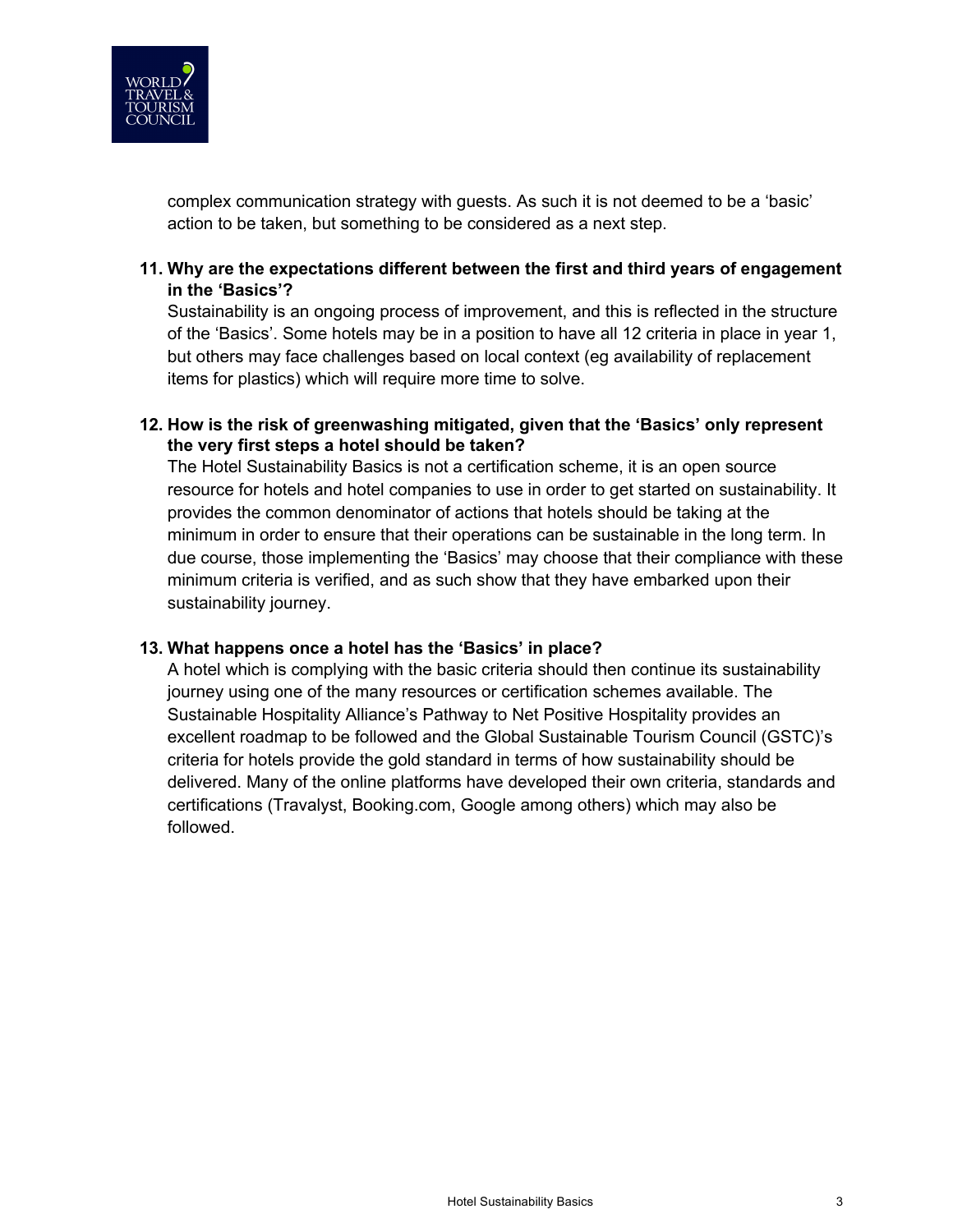complex communication strategy with guests. As such it is not deemed to be a 'basic' action to be taken, but something to be considered as a next step.

**11. Why are the expectations different between the first and third years of engagement in the 'Basics'?**

Sustainability is an ongoing process of improvement, and this is reflected in the structure of the 'Basics'. Some hotels may be in a position to have all 12 criteria in place in year 1, but others may face challenges based on local context (eg availability of replacement items for plastics) which will require more time to solve.

**12. How is the risk of greenwashing mitigated, given that the 'Basics' only represent the very first steps a hotel should be taken?**

The Hotel Sustainability Basics is not a certification scheme, it is an open source resource for hotels and hotel companies to use in order to get started on sustainability. It provides the common denominator of actions that hotels should be taking at the minimum in order to ensure that their operations can be sustainable in the long term. In due course, those implementing the 'Basics' may choose that their compliance with these minimum criteria is verified, and as such show that they have embarked upon their sustainability journey.

**13. What happens once a hotel has the 'Basics' in place?**

A hotel which is complying with the basic criteria should then continue its sustainability journey using one of the many resources or certification schemes available. The Sustainable Hospitality Alliance's Pathway to Net Positive Hospitality provides an excellent roadmap to be followed and the Global Sustainable Tourism Council (GSTC)'s criteria for hotels provide the gold standard in terms of how sustainability should be delivered. Many of the online platforms have developed their own criteria, standards and certifications (Travalyst, Booking.com, Google among others) which may also be followed.